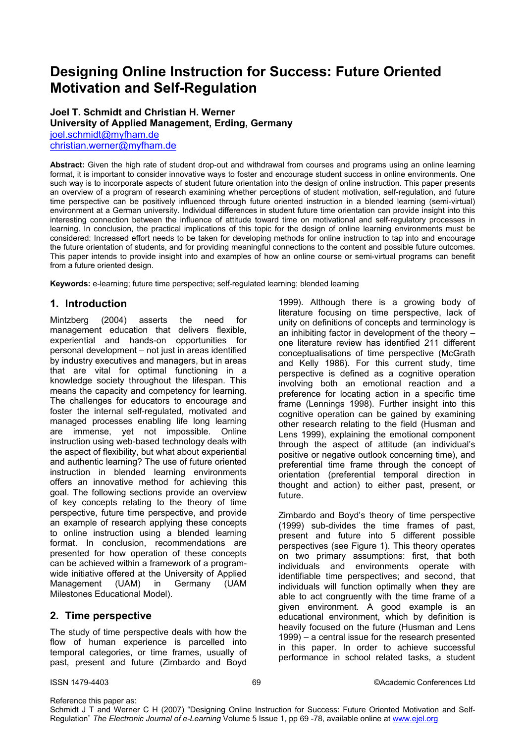# Designing Online Instruction for Success: Future Oriented Motivation and Self-Regulation

**Joel T. Schmidt and Christian H. Werner**
**University of Applied Management, Erding, Germany**
joel.schmidt@myfham.de
christian.werner@myfham.de

**Abstract:** Given the high rate of student drop-out and withdrawal from courses and programs using an online learning format, it is important to consider innovative ways to foster and encourage student success in online environments. One such way is to incorporate aspects of student future orientation into the design of online instruction. This paper presents an overview of a program of research examining whether perceptions of student motivation, self-regulation, and future time perspective can be positively influenced through future oriented instruction in a blended learning (semi-virtual) environment at a German university. Individual differences in student future time orientation can provide insight into this interesting connection between the influence of attitude toward time on motivational and self-regulatory processes in learning. In conclusion, the practical implications of this topic for the design of online learning environments must be considered: Increased effort needs to be taken for developing methods for online instruction to tap into and encourage the future orientation of students, and for providing meaningful connections to the content and possible future outcomes. This paper intends to provide insight into and examples of how an online course or semi-virtual programs can benefit from a future oriented design.

**Keywords:** e-learning; future time perspective; self-regulated learning; blended learning

## 1. Introduction

Mintzberg (2004) asserts the need for management education that delivers flexible, experiential and hands-on opportunities for personal development – not just in areas identified by industry executives and managers, but in areas that are vital for optimal functioning in a knowledge society throughout the lifespan. This means the capacity and competency for learning. The challenges for educators to encourage and foster the internal self-regulated, motivated and managed processes enabling life long learning are immense, yet not impossible. Online instruction using web-based technology deals with the aspect of flexibility, but what about experiential and authentic learning? The use of future oriented instruction in blended learning environments offers an innovative method for achieving this goal. The following sections provide an overview of key concepts relating to the theory of time perspective, future time perspective, and provide an example of research applying these concepts to online instruction using a blended learning format. In conclusion, recommendations are presented for how operation of these concepts can be achieved within a framework of a program-wide initiative offered at the University of Applied Management (UAM) in Germany (UAM Milestones Educational Model).

## 2. Time perspective

The study of time perspective deals with how the flow of human experience is parcelled into temporal categories, or time frames, usually of past, present and future (Zimbardo and Boyd 1999). Although there is a growing body of literature focusing on time perspective, lack of unity on definitions of concepts and terminology is an inhibiting factor in development of the theory – one literature review has identified 211 different conceptualisations of time perspective (McGrath and Kelly 1986). For this current study, time perspective is defined as a cognitive operation involving both an emotional reaction and a preference for locating action in a specific time frame (Lennings 1998). Further insight into this cognitive operation can be gained by examining other research relating to the field (Husman and Lens 1999), explaining the emotional component through the aspect of attitude (an individual's positive or negative outlook concerning time), and preferential time frame through the concept of orientation (preferential temporal direction in thought and action) to either past, present, or future.

Zimbardo and Boyd's theory of time perspective (1999) sub-divides the time frames of past, present and future into 5 different possible perspectives (see Figure 1). This theory operates on two primary assumptions: first, that both individuals and environments operate with identifiable time perspectives; and second, that individuals will function optimally when they are able to act congruently with the time frame of a given environment. A good example is an educational environment, which by definition is heavily focused on the future (Husman and Lens 1999) – a central issue for the research presented in this paper. In order to achieve successful performance in school related tasks, a student

Reference this paper as:
Schmidt J T and Werner C H (2007) "Designing Online Instruction for Success: Future Oriented Motivation and Self-Regulation" *The Electronic Journal of e-Learning* Volume 5 Issue 1, pp 69 -78, available online at www.ejel.org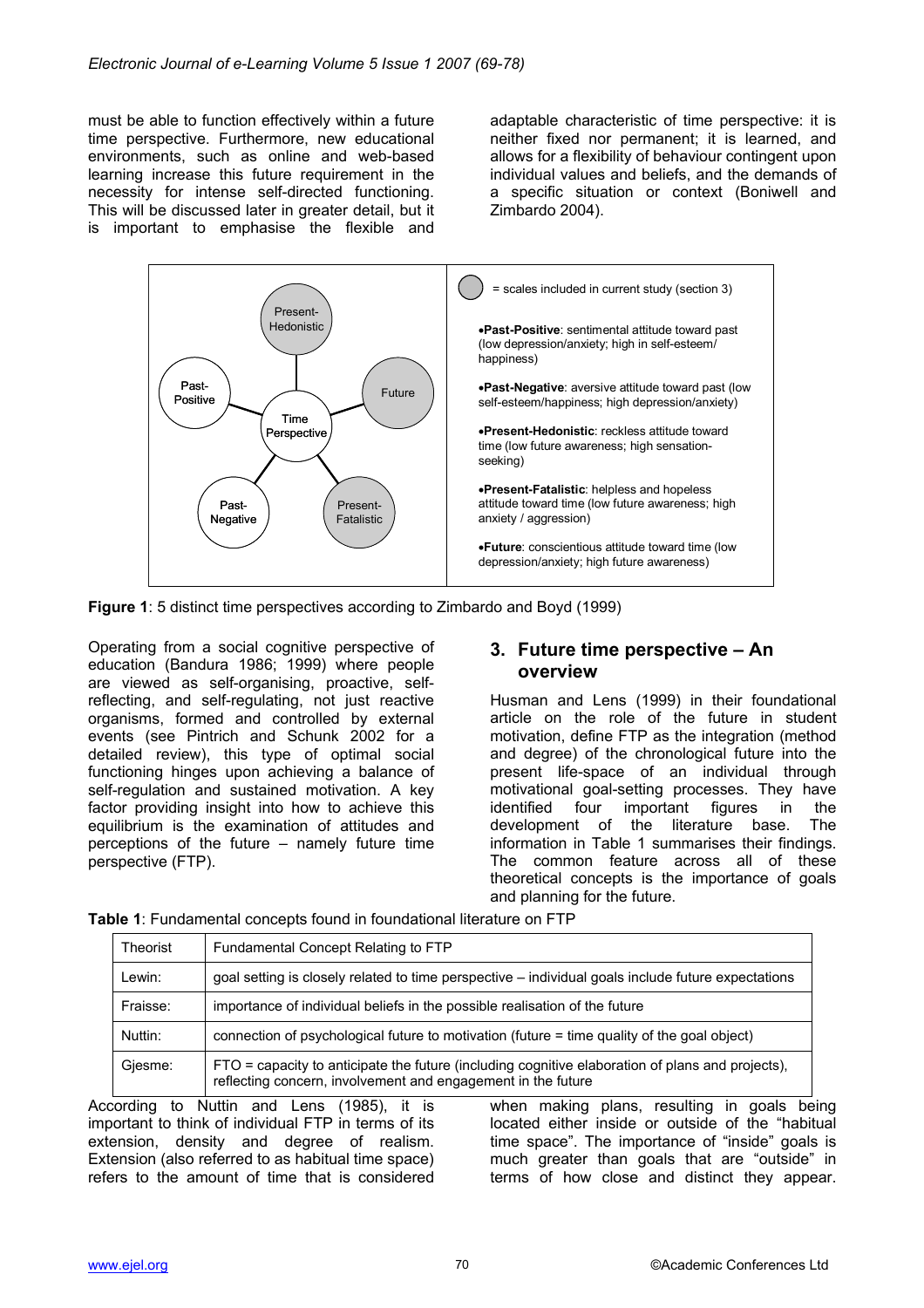must be able to function effectively within a future time perspective. Furthermore, new educational environments, such as online and web-based learning increase this future requirement in the necessity for intense self-directed functioning. This will be discussed later in greater detail, but it is important to emphasise the flexible and adaptable characteristic of time perspective: it is neither fixed nor permanent; it is learned, and allows for a flexibility of behaviour contingent upon individual values and beliefs, and the demands of a specific situation or context (Boniwell and Zimbardo 2004).

Present-Hedonistic

Past-Positive

Future

Time Perspective

Past-Negative

Present-Fatalistic

= scales included in current study (section 3)

- **Past-Positive**: sentimental attitude toward past (low depression/anxiety; high in self-esteem/ happiness)
- **Past-Negative**: aversive attitude toward past (low self-esteem/happiness; high depression/anxiety)
- **Present-Hedonistic**: reckless attitude toward time (low future awareness; high sensation-seeking)
- **Present-Fatalistic**: helpless and hopeless attitude toward time (low future awareness; high anxiety / aggression)
- **Future**: conscientious attitude toward time (low depression/anxiety; high future awareness)

**Figure 1**: 5 distinct time perspectives according to Zimbardo and Boyd (1999)

Operating from a social cognitive perspective of education (Bandura 1986; 1999) where people are viewed as self-organising, proactive, self-reflecting, and self-regulating, not just reactive organisms, formed and controlled by external events (see Pintrich and Schunk 2002 for a detailed review), this type of optimal social functioning hinges upon achieving a balance of self-regulation and sustained motivation. A key factor providing insight into how to achieve this equilibrium is the examination of attitudes and perceptions of the future – namely future time perspective (FTP).

## 3. Future time perspective – An overview

Husman and Lens (1999) in their foundational article on the role of the future in student motivation, define FTP as the integration (method and degree) of the chronological future into the present life-space of an individual through motivational goal-setting processes. They have identified four important figures in the development of the literature base. The information in Table 1 summarises their findings. The common feature across all of these theoretical concepts is the importance of goals and planning for the future.

**Table 1**: Fundamental concepts found in foundational literature on FTP

| Theorist | Fundamental Concept Relating to FTP |
|---|---|
| Lewin: | goal setting is closely related to time perspective – individual goals include future expectations |
| Fraisse: | importance of individual beliefs in the possible realisation of the future |
| Nuttin: | connection of psychological future to motivation (future = time quality of the goal object) |
| Gjesme: | FTO = capacity to anticipate the future (including cognitive elaboration of plans and projects), reflecting concern, involvement and engagement in the future |

According to Nuttin and Lens (1985), it is important to think of individual FTP in terms of its extension, density and degree of realism. Extension (also referred to as habitual time space) refers to the amount of time that is considered when making plans, resulting in goals being located either inside or outside of the "habitual time space". The importance of "inside" goals is much greater than goals that are "outside" in terms of how close and distinct they appear.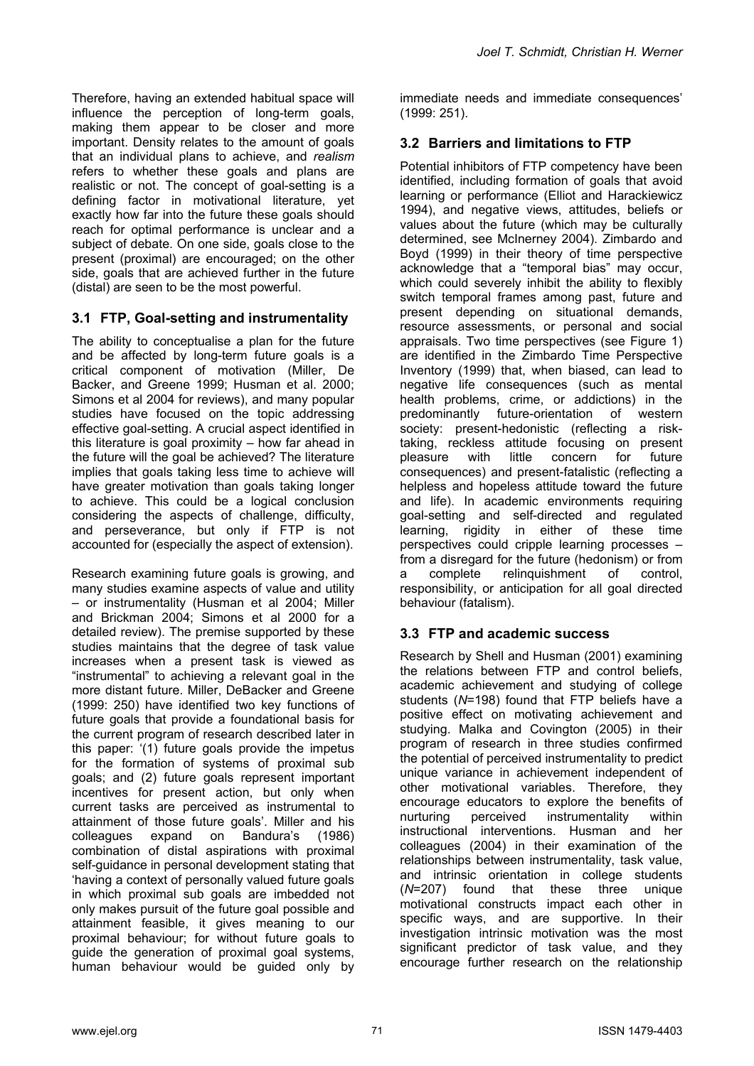Therefore, having an extended habitual space will influence the perception of long-term goals, making them appear to be closer and more important. Density relates to the amount of goals that an individual plans to achieve, and *realism* refers to whether these goals and plans are realistic or not. The concept of goal-setting is a defining factor in motivational literature, yet exactly how far into the future these goals should reach for optimal performance is unclear and a subject of debate. On one side, goals close to the present (proximal) are encouraged; on the other side, goals that are achieved further in the future (distal) are seen to be the most powerful.

### 3.1 FTP, Goal-setting and instrumentality

The ability to conceptualise a plan for the future and be affected by long-term future goals is a critical component of motivation (Miller, De Backer, and Greene 1999; Husman et al. 2000; Simons et al 2004 for reviews), and many popular studies have focused on the topic addressing effective goal-setting. A crucial aspect identified in this literature is goal proximity – how far ahead in the future will the goal be achieved? The literature implies that goals taking less time to achieve will have greater motivation than goals taking longer to achieve. This could be a logical conclusion considering the aspects of challenge, difficulty, and perseverance, but only if FTP is not accounted for (especially the aspect of extension).

Research examining future goals is growing, and many studies examine aspects of value and utility – or instrumentality (Husman et al 2004; Miller and Brickman 2004; Simons et al 2000 for a detailed review). The premise supported by these studies maintains that the degree of task value increases when a present task is viewed as "instrumental" to achieving a relevant goal in the more distant future. Miller, DeBacker and Greene (1999: 250) have identified two key functions of future goals that provide a foundational basis for the current program of research described later in this paper: '(1) future goals provide the impetus for the formation of systems of proximal sub goals; and (2) future goals represent important incentives for present action, but only when current tasks are perceived as instrumental to attainment of those future goals'. Miller and his colleagues expand on Bandura's (1986) combination of distal aspirations with proximal self-guidance in personal development stating that 'having a context of personally valued future goals in which proximal sub goals are imbedded not only makes pursuit of the future goal possible and attainment feasible, it gives meaning to our proximal behaviour; for without future goals to guide the generation of proximal goal systems, human behaviour would be guided only by immediate needs and immediate consequences' (1999: 251).

### 3.2 Barriers and limitations to FTP

Potential inhibitors of FTP competency have been identified, including formation of goals that avoid learning or performance (Elliot and Harackiewicz 1994), and negative views, attitudes, beliefs or values about the future (which may be culturally determined, see McInerney 2004). Zimbardo and Boyd (1999) in their theory of time perspective acknowledge that a "temporal bias" may occur, which could severely inhibit the ability to flexibly switch temporal frames among past, future and present depending on situational demands, resource assessments, or personal and social appraisals. Two time perspectives (see Figure 1) are identified in the Zimbardo Time Perspective Inventory (1999) that, when biased, can lead to negative life consequences (such as mental health problems, crime, or addictions) in the predominantly future-orientation of western society: present-hedonistic (reflecting a risk-taking, reckless attitude focusing on present pleasure with little concern for future consequences) and present-fatalistic (reflecting a helpless and hopeless attitude toward the future and life). In academic environments requiring goal-setting and self-directed and regulated learning, rigidity in either of these time perspectives could cripple learning processes – from a disregard for the future (hedonism) or from a complete relinquishment of control, responsibility, or anticipation for all goal directed behaviour (fatalism).

### 3.3 FTP and academic success

Research by Shell and Husman (2001) examining the relations between FTP and control beliefs, academic achievement and studying of college students ($N$=198) found that FTP beliefs have a positive effect on motivating achievement and studying. Malka and Covington (2005) in their program of research in three studies confirmed the potential of perceived instrumentality to predict unique variance in achievement independent of other motivational variables. Therefore, they encourage educators to explore the benefits of nurturing perceived instrumentality within instructional interventions. Husman and her colleagues (2004) in their examination of the relationships between instrumentality, task value, and intrinsic orientation in college students ($N$=207) found that these three unique motivational constructs impact each other in specific ways, and are supportive. In their investigation intrinsic motivation was the most significant predictor of task value, and they encourage further research on the relationship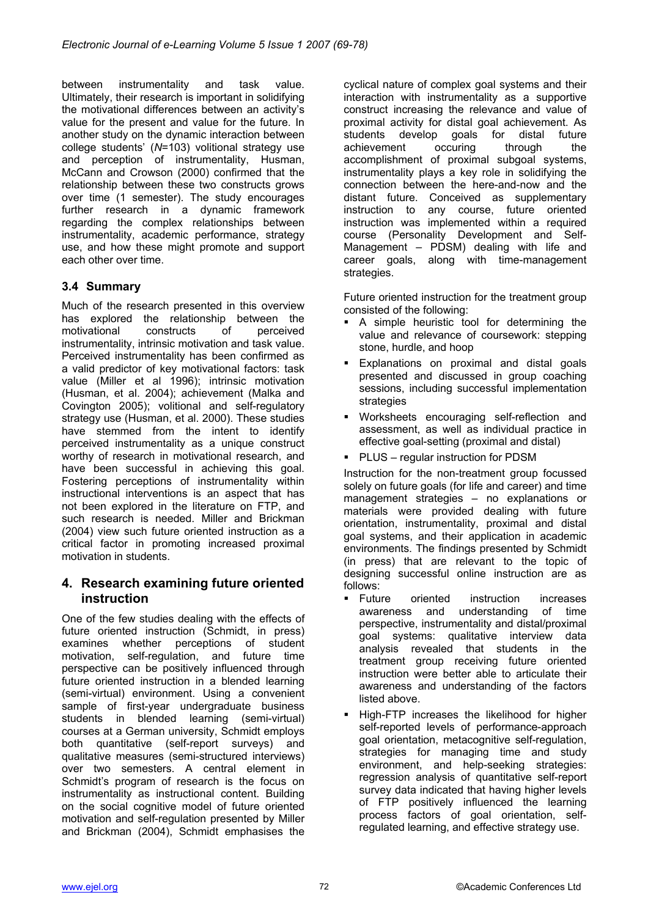between instrumentality and task value. Ultimately, their research is important in solidifying the motivational differences between an activity's value for the present and value for the future. In another study on the dynamic interaction between college students' (*N*=103) volitional strategy use and perception of instrumentality, Husman, McCann and Crowson (2000) confirmed that the relationship between these two constructs grows over time (1 semester). The study encourages further research in a dynamic framework regarding the complex relationships between instrumentality, academic performance, strategy use, and how these might promote and support each other over time.

### 3.4 Summary

Much of the research presented in this overview has explored the relationship between the motivational constructs of perceived instrumentality, intrinsic motivation and task value. Perceived instrumentality has been confirmed as a valid predictor of key motivational factors: task value (Miller et al 1996); intrinsic motivation (Husman, et al. 2004); achievement (Malka and Covington 2005); volitional and self-regulatory strategy use (Husman, et al. 2000). These studies have stemmed from the intent to identify perceived instrumentality as a unique construct worthy of research in motivational research, and have been successful in achieving this goal. Fostering perceptions of instrumentality within instructional interventions is an aspect that has not been explored in the literature on FTP, and such research is needed. Miller and Brickman (2004) view such future oriented instruction as a critical factor in promoting increased proximal motivation in students.

## 4. Research examining future oriented instruction

One of the few studies dealing with the effects of future oriented instruction (Schmidt, in press) examines whether perceptions of student motivation, self-regulation, and future time perspective can be positively influenced through future oriented instruction in a blended learning (semi-virtual) environment. Using a convenient sample of first-year undergraduate business students in blended learning (semi-virtual) courses at a German university, Schmidt employs both quantitative (self-report surveys) and qualitative measures (semi-structured interviews) over two semesters. A central element in Schmidt's program of research is the focus on instrumentality as instructional content. Building on the social cognitive model of future oriented motivation and self-regulation presented by Miller and Brickman (2004), Schmidt emphasises the cyclical nature of complex goal systems and their interaction with instrumentality as a supportive construct increasing the relevance and value of proximal activity for distal goal achievement. As students develop goals for distal future achievement occuring through the accomplishment of proximal subgoal systems, instrumentality plays a key role in solidifying the connection between the here-and-now and the distant future. Conceived as supplementary instruction to any course, future oriented instruction was implemented within a required course (Personality Development and Self-Management – PDSM) dealing with life and career goals, along with time-management strategies.

Future oriented instruction for the treatment group consisted of the following:

- A simple heuristic tool for determining the value and relevance of coursework: stepping stone, hurdle, and hoop
- Explanations on proximal and distal goals presented and discussed in group coaching sessions, including successful implementation strategies
- Worksheets encouraging self-reflection and assessment, as well as individual practice in effective goal-setting (proximal and distal)
- PLUS – regular instruction for PDSM

Instruction for the non-treatment group focussed solely on future goals (for life and career) and time management strategies – no explanations or materials were provided dealing with future orientation, instrumentality, proximal and distal goal systems, and their application in academic environments. The findings presented by Schmidt (in press) that are relevant to the topic of designing successful online instruction are as follows:

- Future oriented instruction increases awareness and understanding of time perspective, instrumentality and distal/proximal goal systems: qualitative interview data analysis revealed that students in the treatment group receiving future oriented instruction were better able to articulate their awareness and understanding of the factors listed above.
- High-FTP increases the likelihood for higher self-reported levels of performance-approach goal orientation, metacognitive self-regulation, strategies for managing time and study environment, and help-seeking strategies: regression analysis of quantitative self-report survey data indicated that having higher levels of FTP positively influenced the learning process factors of goal orientation, self-regulated learning, and effective strategy use.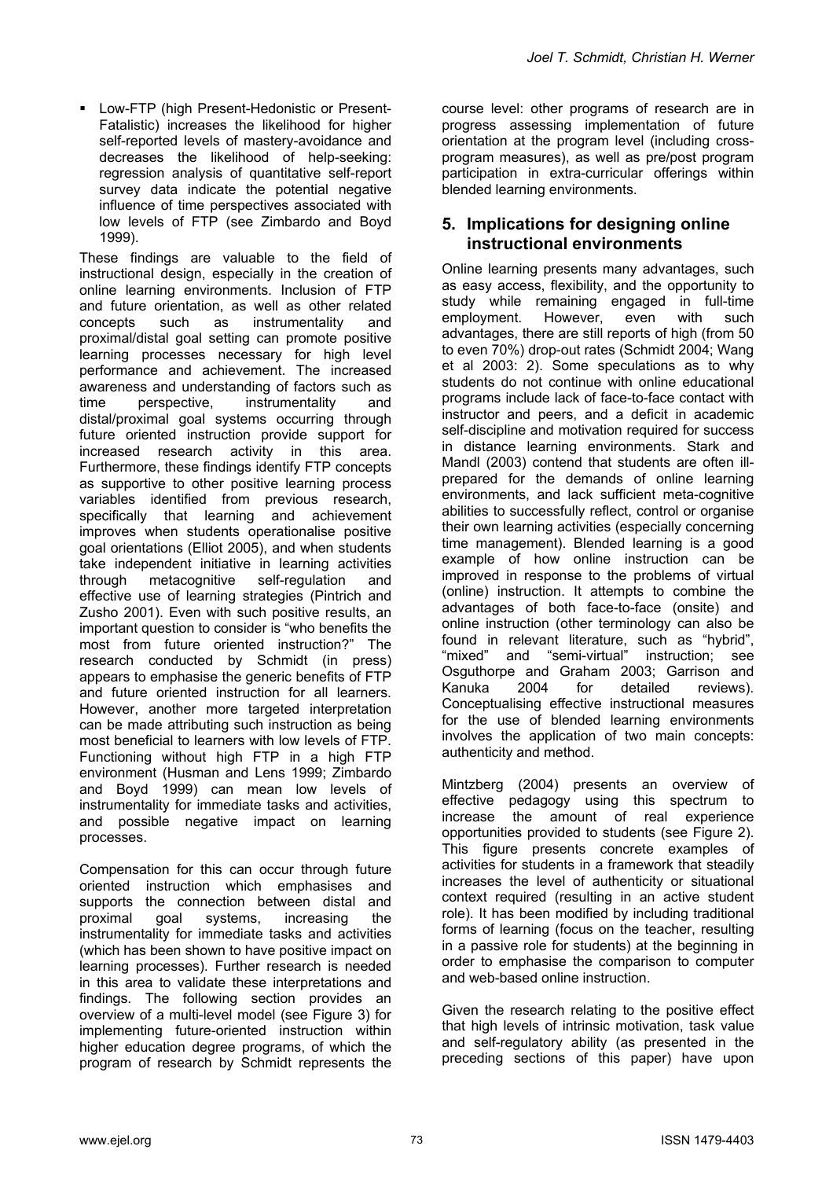- Low-FTP (high Present-Hedonistic or Present-Fatalistic) increases the likelihood for higher self-reported levels of mastery-avoidance and decreases the likelihood of help-seeking: regression analysis of quantitative self-report survey data indicate the potential negative influence of time perspectives associated with low levels of FTP (see Zimbardo and Boyd 1999).

These findings are valuable to the field of instructional design, especially in the creation of online learning environments. Inclusion of FTP and future orientation, as well as other related concepts such as instrumentality and proximal/distal goal setting can promote positive learning processes necessary for high level performance and achievement. The increased awareness and understanding of factors such as time perspective, instrumentality and distal/proximal goal systems occurring through future oriented instruction provide support for increased research activity in this area. Furthermore, these findings identify FTP concepts as supportive to other positive learning process variables identified from previous research, specifically that learning and achievement improves when students operationalise positive goal orientations (Elliot 2005), and when students take independent initiative in learning activities through metacognitive self-regulation and effective use of learning strategies (Pintrich and Zusho 2001). Even with such positive results, an important question to consider is "who benefits the most from future oriented instruction?" The research conducted by Schmidt (in press) appears to emphasise the generic benefits of FTP and future oriented instruction for all learners. However, another more targeted interpretation can be made attributing such instruction as being most beneficial to learners with low levels of FTP. Functioning without high FTP in a high FTP environment (Husman and Lens 1999; Zimbardo and Boyd 1999) can mean low levels of instrumentality for immediate tasks and activities, and possible negative impact on learning processes.

Compensation for this can occur through future oriented instruction which emphasises and supports the connection between distal and proximal goal systems, increasing the instrumentality for immediate tasks and activities (which has been shown to have positive impact on learning processes). Further research is needed in this area to validate these interpretations and findings. The following section provides an overview of a multi-level model (see Figure 3) for implementing future-oriented instruction within higher education degree programs, of which the program of research by Schmidt represents the course level: other programs of research are in progress assessing implementation of future orientation at the program level (including cross-program measures), as well as pre/post program participation in extra-curricular offerings within blended learning environments.

## 5. Implications for designing online instructional environments

Online learning presents many advantages, such as easy access, flexibility, and the opportunity to study while remaining engaged in full-time employment. However, even with such advantages, there are still reports of high (from 50 to even 70%) drop-out rates (Schmidt 2004; Wang et al 2003: 2). Some speculations as to why students do not continue with online educational programs include lack of face-to-face contact with instructor and peers, and a deficit in academic self-discipline and motivation required for success in distance learning environments. Stark and Mandl (2003) contend that students are often ill-prepared for the demands of online learning environments, and lack sufficient meta-cognitive abilities to successfully reflect, control or organise their own learning activities (especially concerning time management). Blended learning is a good example of how online instruction can be improved in response to the problems of virtual (online) instruction. It attempts to combine the advantages of both face-to-face (onsite) and online instruction (other terminology can also be found in relevant literature, such as "hybrid", "mixed" and "semi-virtual" instruction; see Osguthorpe and Graham 2003; Garrison and Kanuka 2004 for detailed reviews). Conceptualising effective instructional measures for the use of blended learning environments involves the application of two main concepts: authenticity and method.

Mintzberg (2004) presents an overview of effective pedagogy using this spectrum to increase the amount of real experience opportunities provided to students (see Figure 2). This figure presents concrete examples of activities for students in a framework that steadily increases the level of authenticity or situational context required (resulting in an active student role). It has been modified by including traditional forms of learning (focus on the teacher, resulting in a passive role for students) at the beginning in order to emphasise the comparison to computer and web-based online instruction.

Given the research relating to the positive effect that high levels of intrinsic motivation, task value and self-regulatory ability (as presented in the preceding sections of this paper) have upon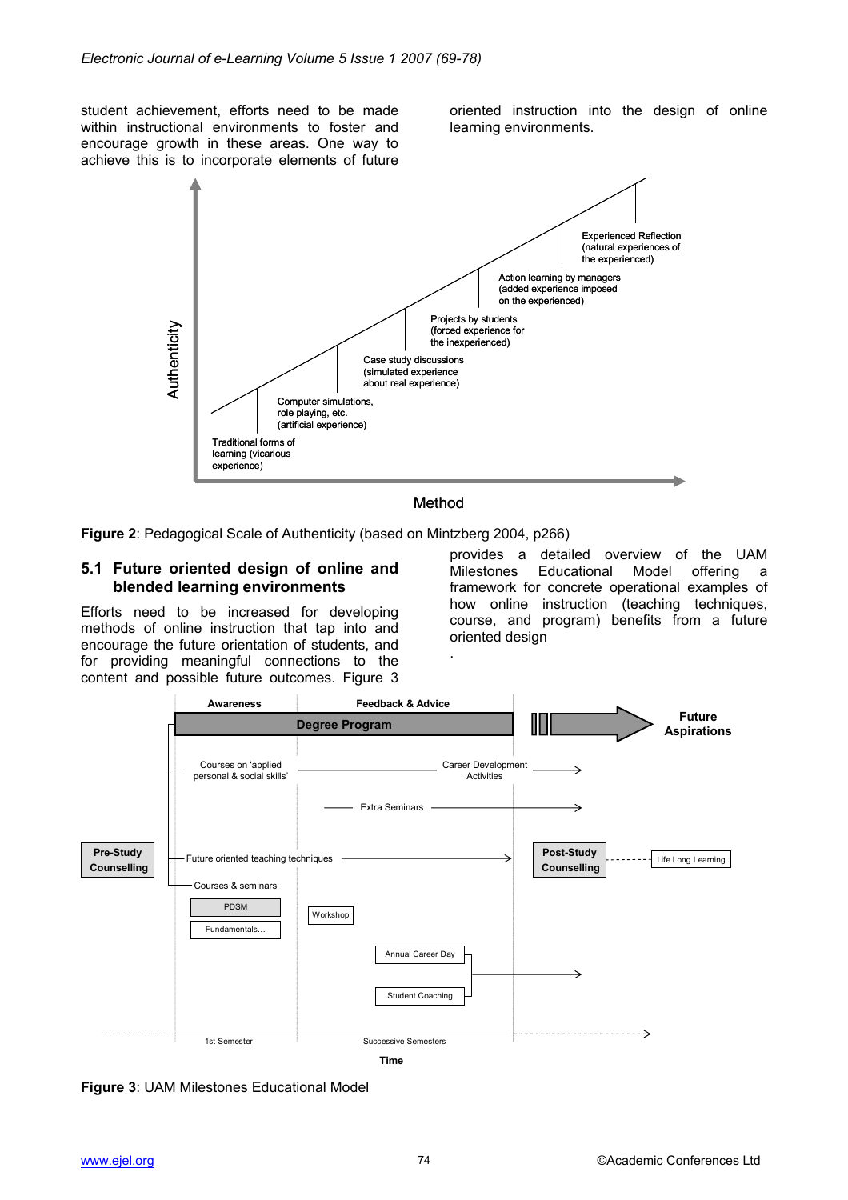student achievement, efforts need to be made within instructional environments to foster and encourage growth in these areas. One way to achieve this is to incorporate elements of future oriented instruction into the design of online learning environments.

Figure 2: Pedagogical Scale of Authenticity (based on Mintzberg 2004, p266)

## 5.1 Future oriented design of online and blended learning environments

Efforts need to be increased for developing methods of online instruction that tap into and encourage the future orientation of students, and for providing meaningful connections to the content and possible future outcomes. Figure 3 provides a detailed overview of the UAM Milestones Educational Model offering a framework for concrete operational examples of how online instruction (teaching techniques, course, and program) benefits from a future oriented design

.

Figure 3: UAM Milestones Educational Model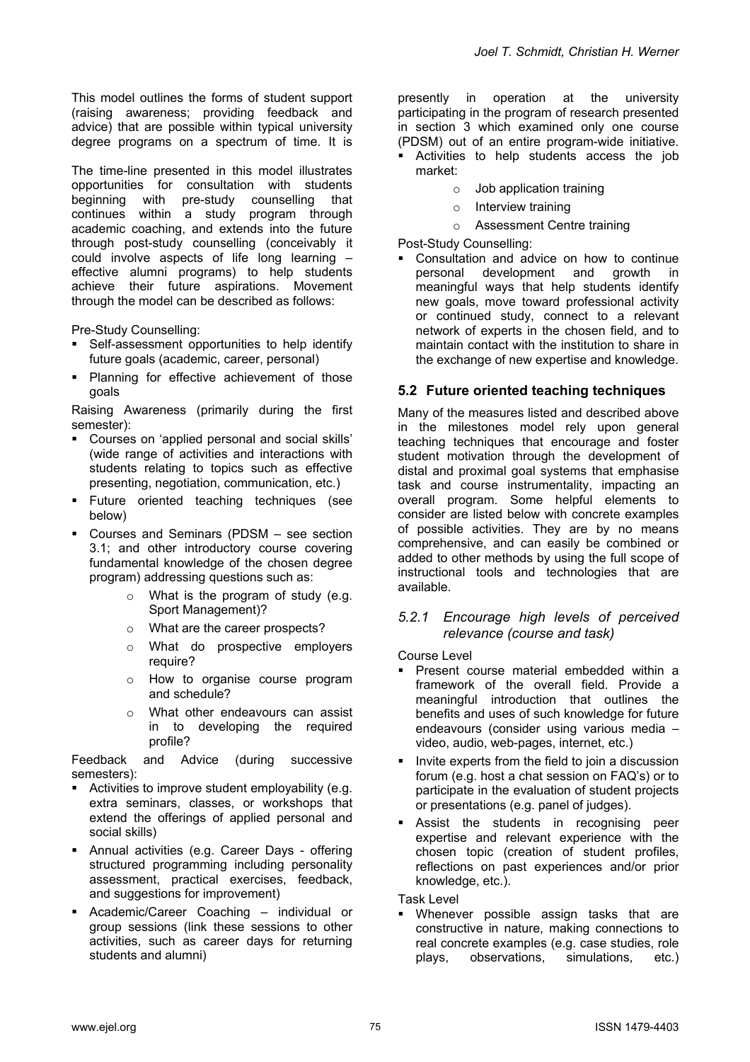This model outlines the forms of student support (raising awareness; providing feedback and advice) that are possible within typical university degree programs on a spectrum of time. It is presently in operation at the university participating in the program of research presented in section 3 which examined only one course (PDSM) out of an entire program-wide initiative.

The time-line presented in this model illustrates opportunities for consultation with students beginning with pre-study counselling that continues within a study program through academic coaching, and extends into the future through post-study counselling (conceivably it could involve aspects of life long learning – effective alumni programs) to help students achieve their future aspirations. Movement through the model can be described as follows:

Pre-Study Counselling:

- Self-assessment opportunities to help identify future goals (academic, career, personal)
- Planning for effective achievement of those goals

Raising Awareness (primarily during the first semester):

- Courses on 'applied personal and social skills' (wide range of activities and interactions with students relating to topics such as effective presenting, negotiation, communication, etc.)
- Future oriented teaching techniques (see below)
- Courses and Seminars (PDSM – see section 3.1; and other introductory course covering fundamental knowledge of the chosen degree program) addressing questions such as:
  - What is the program of study (e.g. Sport Management)?
  - What are the career prospects?
  - What do prospective employers require?
  - How to organise course program and schedule?
  - What other endeavours can assist in to developing the required profile?

Feedback and Advice (during successive semesters):

- Activities to improve student employability (e.g. extra seminars, classes, or workshops that extend the offerings of applied personal and social skills)
- Annual activities (e.g. Career Days - offering structured programming including personality assessment, practical exercises, feedback, and suggestions for improvement)
- Academic/Career Coaching – individual or group sessions (link these sessions to other activities, such as career days for returning students and alumni)
- Activities to help students access the job market:
  - Job application training
  - Interview training
  - Assessment Centre training

Post-Study Counselling:

- Consultation and advice on how to continue personal development and growth in meaningful ways that help students identify new goals, move toward professional activity or continued study, connect to a relevant network of experts in the chosen field, and to maintain contact with the institution to share in the exchange of new expertise and knowledge.

## 5.2 Future oriented teaching techniques

Many of the measures listed and described above in the milestones model rely upon general teaching techniques that encourage and foster student motivation through the development of distal and proximal goal systems that emphasise task and course instrumentality, impacting an overall program. Some helpful elements to consider are listed below with concrete examples of possible activities. They are by no means comprehensive, and can easily be combined or added to other methods by using the full scope of instructional tools and technologies that are available.

### *5.2.1 Encourage high levels of perceived relevance (course and task)*

Course Level

- Present course material embedded within a framework of the overall field. Provide a meaningful introduction that outlines the benefits and uses of such knowledge for future endeavours (consider using various media – video, audio, web-pages, internet, etc.)
- Invite experts from the field to join a discussion forum (e.g. host a chat session on FAQ's) or to participate in the evaluation of student projects or presentations (e.g. panel of judges).
- Assist the students in recognising peer expertise and relevant experience with the chosen topic (creation of student profiles, reflections on past experiences and/or prior knowledge, etc.).

Task Level

- Whenever possible assign tasks that are constructive in nature, making connections to real concrete examples (e.g. case studies, role plays, observations, simulations, etc.)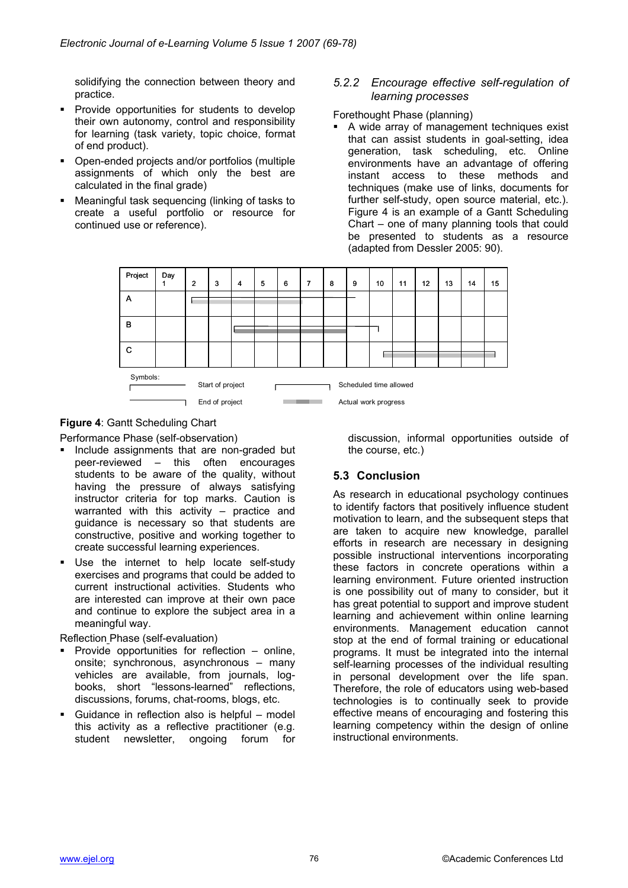solidifying the connection between theory and practice.

- Provide opportunities for students to develop their own autonomy, control and responsibility for learning (task variety, topic choice, format of end product).
- Open-ended projects and/or portfolios (multiple assignments of which only the best are calculated in the final grade)
- Meaningful task sequencing (linking of tasks to create a useful portfolio or resource for continued use or reference).

#### *5.2.2 Encourage effective self-regulation of learning processes*

Forethought Phase (planning)

- A wide array of management techniques exist that can assist students in goal-setting, idea generation, task scheduling, etc. Online environments have an advantage of offering instant access to these methods and techniques (make use of links, documents for further self-study, open source material, etc.). Figure 4 is an example of a Gantt Scheduling Chart – one of many planning tools that could be presented to students as a resource (adapted from Dessler 2005: 90).

| Project | Day 1 | 2 | 3 | 4 | 5 | 6 | 7 | 8 | 9 | 10 | 11 | 12 | 13 | 14 | 15 |
|---|---|---|---|---|---|---|---|---|---|---|---|---|---|---|---|
| A | | | | | | | | | | | | | | | |
| B | | | | | | | | | | | | | | | |
| C | | | | | | | | | | | | | | | |

Symbols: Start of project; End of project; Scheduled time allowed; Actual work progress

**Figure 4**: Gantt Scheduling Chart

Performance Phase (self-observation)

- Include assignments that are non-graded but peer-reviewed – this often encourages students to be aware of the quality, without having the pressure of always satisfying instructor criteria for top marks. Caution is warranted with this activity – practice and guidance is necessary so that students are constructive, positive and working together to create successful learning experiences.
- Use the internet to help locate self-study exercises and programs that could be added to current instructional activities. Students who are interested can improve at their own pace and continue to explore the subject area in a meaningful way.

Reflection Phase (self-evaluation)

- Provide opportunities for reflection – online, onsite; synchronous, asynchronous – many vehicles are available, from journals, log-books, short "lessons-learned" reflections, discussions, forums, chat-rooms, blogs, etc.
- Guidance in reflection also is helpful – model this activity as a reflective practitioner (e.g. student newsletter, ongoing forum for discussion, informal opportunities outside of the course, etc.)

### 5.3 Conclusion

As research in educational psychology continues to identify factors that positively influence student motivation to learn, and the subsequent steps that are taken to acquire new knowledge, parallel efforts in research are necessary in designing possible instructional interventions incorporating these factors in concrete operations within a learning environment. Future oriented instruction is one possibility out of many to consider, but it has great potential to support and improve student learning and achievement within online learning environments. Management education cannot stop at the end of formal training or educational programs. It must be integrated into the internal self-learning processes of the individual resulting in personal development over the life span. Therefore, the role of educators using web-based technologies is to continually seek to provide effective means of encouraging and fostering this learning competency within the design of online instructional environments.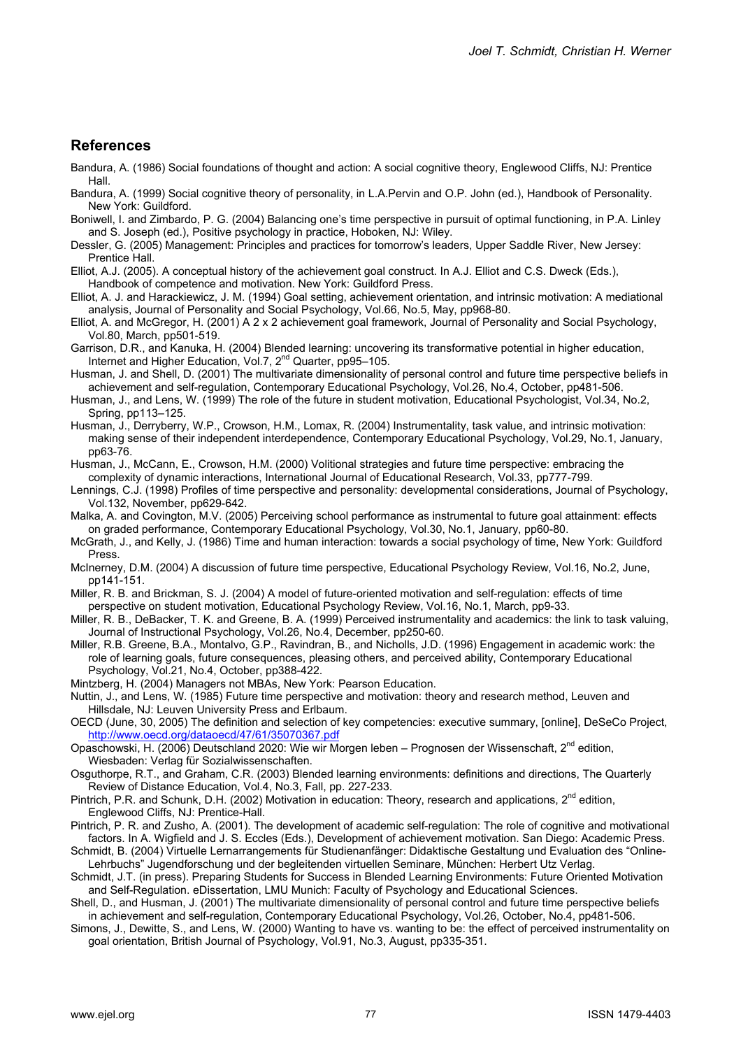## References

Bandura, A. (1986) Social foundations of thought and action: A social cognitive theory, Englewood Cliffs, NJ: Prentice Hall.

Bandura, A. (1999) Social cognitive theory of personality, in L.A.Pervin and O.P. John (ed.), Handbook of Personality. New York: Guildford.

Boniwell, I. and Zimbardo, P. G. (2004) Balancing one's time perspective in pursuit of optimal functioning, in P.A. Linley and S. Joseph (ed.), Positive psychology in practice, Hoboken, NJ: Wiley.

Dessler, G. (2005) Management: Principles and practices for tomorrow's leaders, Upper Saddle River, New Jersey: Prentice Hall.

Elliot, A.J. (2005). A conceptual history of the achievement goal construct. In A.J. Elliot and C.S. Dweck (Eds.), Handbook of competence and motivation. New York: Guildford Press.

Elliot, A. J. and Harackiewicz, J. M. (1994) Goal setting, achievement orientation, and intrinsic motivation: A mediational analysis, Journal of Personality and Social Psychology, Vol.66, No.5, May, pp968-80.

Elliot, A. and McGregor, H. (2001) A 2 x 2 achievement goal framework, Journal of Personality and Social Psychology, Vol.80, March, pp501-519.

Garrison, D.R., and Kanuka, H. (2004) Blended learning: uncovering its transformative potential in higher education, Internet and Higher Education, Vol.7, 2nd Quarter, pp95–105.

Husman, J. and Shell, D. (2001) The multivariate dimensionality of personal control and future time perspective beliefs in achievement and self-regulation, Contemporary Educational Psychology, Vol.26, No.4, October, pp481-506.

Husman, J., and Lens, W. (1999) The role of the future in student motivation, Educational Psychologist, Vol.34, No.2, Spring, pp113–125.

Husman, J., Derryberry, W.P., Crowson, H.M., Lomax, R. (2004) Instrumentality, task value, and intrinsic motivation: making sense of their independent interdependence, Contemporary Educational Psychology, Vol.29, No.1, January, pp63-76.

Husman, J., McCann, E., Crowson, H.M. (2000) Volitional strategies and future time perspective: embracing the complexity of dynamic interactions, International Journal of Educational Research, Vol.33, pp777-799.

Lennings, C.J. (1998) Profiles of time perspective and personality: developmental considerations, Journal of Psychology, Vol.132, November, pp629-642.

Malka, A. and Covington, M.V. (2005) Perceiving school performance as instrumental to future goal attainment: effects on graded performance, Contemporary Educational Psychology, Vol.30, No.1, January, pp60-80.

McGrath, J., and Kelly, J. (1986) Time and human interaction: towards a social psychology of time, New York: Guildford Press.

McInerney, D.M. (2004) A discussion of future time perspective, Educational Psychology Review, Vol.16, No.2, June, pp141-151.

Miller, R. B. and Brickman, S. J. (2004) A model of future-oriented motivation and self-regulation: effects of time perspective on student motivation, Educational Psychology Review, Vol.16, No.1, March, pp9-33.

Miller, R. B., DeBacker, T. K. and Greene, B. A. (1999) Perceived instrumentality and academics: the link to task valuing, Journal of Instructional Psychology, Vol.26, No.4, December, pp250-60.

Miller, R.B. Greene, B.A., Montalvo, G.P., Ravindran, B., and Nicholls, J.D. (1996) Engagement in academic work: the role of learning goals, future consequences, pleasing others, and perceived ability, Contemporary Educational Psychology, Vol.21, No.4, October, pp388-422.

Mintzberg, H. (2004) Managers not MBAs, New York: Pearson Education.

Nuttin, J., and Lens, W. (1985) Future time perspective and motivation: theory and research method, Leuven and Hillsdale, NJ: Leuven University Press and Erlbaum.

OECD (June, 30, 2005) The definition and selection of key competencies: executive summary, [online], DeSeCo Project, http://www.oecd.org/dataoecd/47/61/35070367.pdf

Opaschowski, H. (2006) Deutschland 2020: Wie wir Morgen leben – Prognosen der Wissenschaft, 2nd edition, Wiesbaden: Verlag für Sozialwissenschaften.

Osguthorpe, R.T., and Graham, C.R. (2003) Blended learning environments: definitions and directions, The Quarterly Review of Distance Education, Vol.4, No.3, Fall, pp. 227-233.

Pintrich, P.R. and Schunk, D.H. (2002) Motivation in education: Theory, research and applications, 2nd edition, Englewood Cliffs, NJ: Prentice-Hall.

Pintrich, P. R. and Zusho, A. (2001). The development of academic self-regulation: The role of cognitive and motivational factors. In A. Wigfield and J. S. Eccles (Eds.), Development of achievement motivation. San Diego: Academic Press.

Schmidt, B. (2004) Virtuelle Lernarrangements für Studienanfänger: Didaktische Gestaltung und Evaluation des "Online-Lehrbuchs" Jugendforschung und der begleitenden virtuellen Seminare, München: Herbert Utz Verlag.

Schmidt, J.T. (in press). Preparing Students for Success in Blended Learning Environments: Future Oriented Motivation and Self-Regulation. eDissertation, LMU Munich: Faculty of Psychology and Educational Sciences.

Shell, D., and Husman, J. (2001) The multivariate dimensionality of personal control and future time perspective beliefs in achievement and self-regulation, Contemporary Educational Psychology, Vol.26, October, No.4, pp481-506.

Simons, J., Dewitte, S., and Lens, W. (2000) Wanting to have vs. wanting to be: the effect of perceived instrumentality on goal orientation, British Journal of Psychology, Vol.91, No.3, August, pp335-351.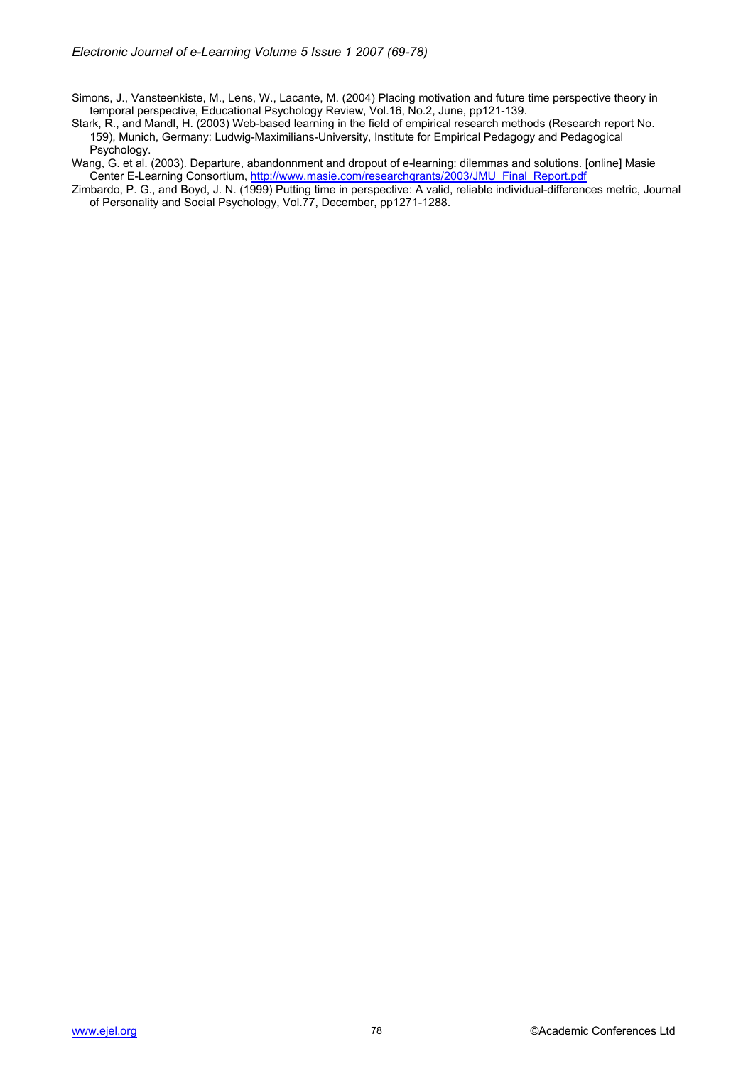Simons, J., Vansteenkiste, M., Lens, W., Lacante, M. (2004) Placing motivation and future time perspective theory in temporal perspective, Educational Psychology Review, Vol.16, No.2, June, pp121-139.

Stark, R., and Mandl, H. (2003) Web-based learning in the field of empirical research methods (Research report No. 159), Munich, Germany: Ludwig-Maximilians-University, Institute for Empirical Pedagogy and Pedagogical Psychology.

Wang, G. et al. (2003). Departure, abandonnment and dropout of e-learning: dilemmas and solutions. [online] Masie Center E-Learning Consortium, http://www.masie.com/researchgrants/2003/JMU_Final_Report.pdf

Zimbardo, P. G., and Boyd, J. N. (1999) Putting time in perspective: A valid, reliable individual-differences metric, Journal of Personality and Social Psychology, Vol.77, December, pp1271-1288.